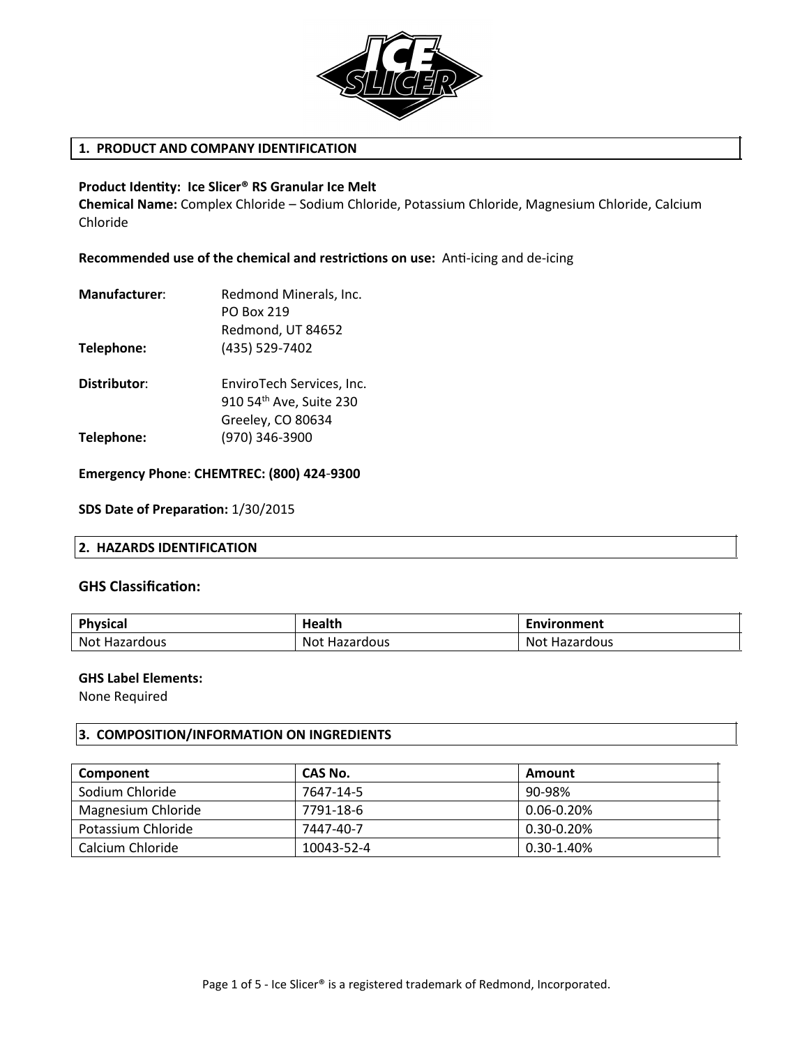## 1. PRODUCT AND COMPANY IDENTIFICATION

**Product Identity: Ice Slicer® RS Granular Ice Melt**
**Chemical Name:** Complex Chloride – Sodium Chloride, Potassium Chloride, Magnesium Chloride, Calcium Chloride

**Recommended use of the chemical and restrictions on use:** Anti-icing and de-icing

**Manufacturer**: Redmond Minerals, Inc.
PO Box 219
Redmond, UT 84652
**Telephone:** (435) 529-7402

**Distributor**: EnviroTech Services, Inc.
910 54th Ave, Suite 230
Greeley, CO 80634
**Telephone:** (970) 346-3900

**Emergency Phone**: **CHEMTREC: (800) 424-9300**

**SDS Date of Preparation:** 1/30/2015

## 2. HAZARDS IDENTIFICATION

### GHS Classification:

| Physical | Health | Environment |
|---|---|---|
| Not Hazardous | Not Hazardous | Not Hazardous |

**GHS Label Elements:**
None Required

## 3. COMPOSITION/INFORMATION ON INGREDIENTS

| Component | CAS No. | Amount |
|---|---|---|
| Sodium Chloride | 7647-14-5 | 90-98% |
| Magnesium Chloride | 7791-18-6 | 0.06-0.20% |
| Potassium Chloride | 7447-40-7 | 0.30-0.20% |
| Calcium Chloride | 10043-52-4 | 0.30-1.40% |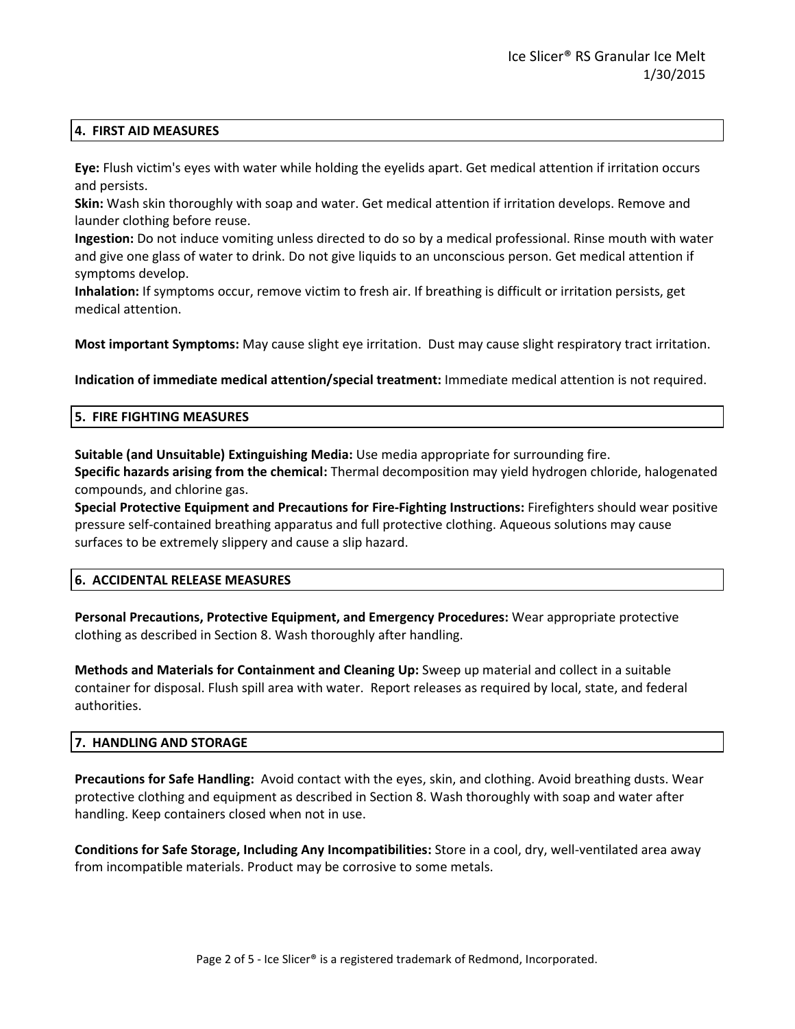## 4. FIRST AID MEASURES

**Eye:** Flush victim's eyes with water while holding the eyelids apart. Get medical attention if irritation occurs and persists.

**Skin:** Wash skin thoroughly with soap and water. Get medical attention if irritation develops. Remove and launder clothing before reuse.

**Ingestion:** Do not induce vomiting unless directed to do so by a medical professional. Rinse mouth with water and give one glass of water to drink. Do not give liquids to an unconscious person. Get medical attention if symptoms develop.

**Inhalation:** If symptoms occur, remove victim to fresh air. If breathing is difficult or irritation persists, get medical attention.

**Most important Symptoms:** May cause slight eye irritation. Dust may cause slight respiratory tract irritation.

**Indication of immediate medical attention/special treatment:** Immediate medical attention is not required.

## 5. FIRE FIGHTING MEASURES

**Suitable (and Unsuitable) Extinguishing Media:** Use media appropriate for surrounding fire.

**Specific hazards arising from the chemical:** Thermal decomposition may yield hydrogen chloride, halogenated compounds, and chlorine gas.

**Special Protective Equipment and Precautions for Fire-Fighting Instructions:** Firefighters should wear positive pressure self-contained breathing apparatus and full protective clothing. Aqueous solutions may cause surfaces to be extremely slippery and cause a slip hazard.

## 6. ACCIDENTAL RELEASE MEASURES

**Personal Precautions, Protective Equipment, and Emergency Procedures:** Wear appropriate protective clothing as described in Section 8. Wash thoroughly after handling.

**Methods and Materials for Containment and Cleaning Up:** Sweep up material and collect in a suitable container for disposal. Flush spill area with water. Report releases as required by local, state, and federal authorities.

## 7. HANDLING AND STORAGE

**Precautions for Safe Handling:** Avoid contact with the eyes, skin, and clothing. Avoid breathing dusts. Wear protective clothing and equipment as described in Section 8. Wash thoroughly with soap and water after handling. Keep containers closed when not in use.

**Conditions for Safe Storage, Including Any Incompatibilities:** Store in a cool, dry, well-ventilated area away from incompatible materials. Product may be corrosive to some metals.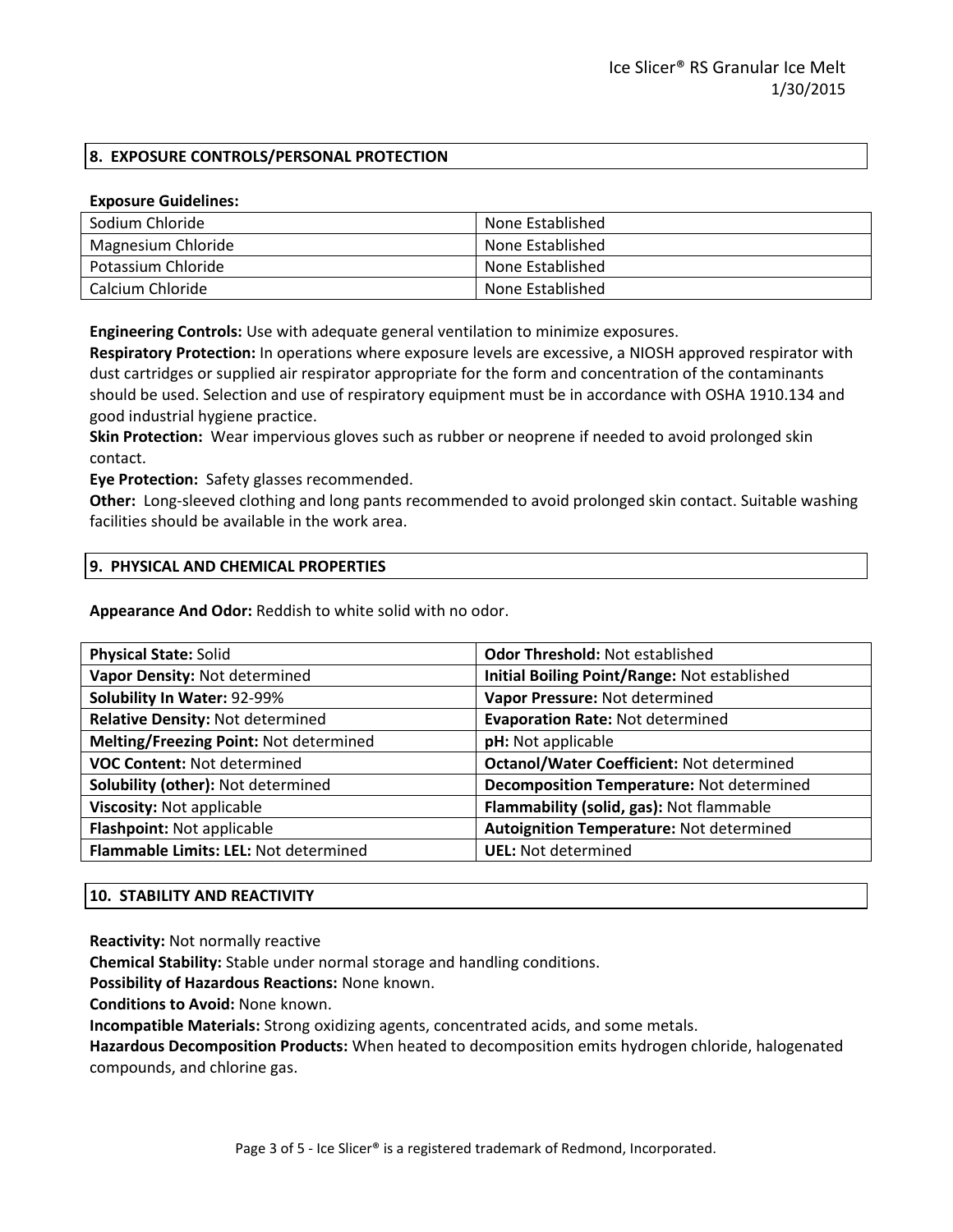## 8. EXPOSURE CONTROLS/PERSONAL PROTECTION

**Exposure Guidelines:**

| | |
|---|---|
| Sodium Chloride | None Established |
| Magnesium Chloride | None Established |
| Potassium Chloride | None Established |
| Calcium Chloride | None Established |

**Engineering Controls:** Use with adequate general ventilation to minimize exposures.
**Respiratory Protection:** In operations where exposure levels are excessive, a NIOSH approved respirator with dust cartridges or supplied air respirator appropriate for the form and concentration of the contaminants should be used. Selection and use of respiratory equipment must be in accordance with OSHA 1910.134 and good industrial hygiene practice.
**Skin Protection:** Wear impervious gloves such as rubber or neoprene if needed to avoid prolonged skin contact.
**Eye Protection:** Safety glasses recommended.
**Other:** Long-sleeved clothing and long pants recommended to avoid prolonged skin contact. Suitable washing facilities should be available in the work area.

## 9. PHYSICAL AND CHEMICAL PROPERTIES

**Appearance And Odor:** Reddish to white solid with no odor.

| | |
|---|---|
| **Physical State:** Solid | **Odor Threshold:** Not established |
| **Vapor Density:** Not determined | **Initial Boiling Point/Range:** Not established |
| **Solubility In Water:** 92-99% | **Vapor Pressure:** Not determined |
| **Relative Density:** Not determined | **Evaporation Rate:** Not determined |
| **Melting/Freezing Point:** Not determined | **pH:** Not applicable |
| **VOC Content:** Not determined | **Octanol/Water Coefficient:** Not determined |
| **Solubility (other):** Not determined | **Decomposition Temperature:** Not determined |
| **Viscosity:** Not applicable | **Flammability (solid, gas):** Not flammable |
| **Flashpoint:** Not applicable | **Autoignition Temperature:** Not determined |
| **Flammable Limits: LEL:** Not determined | **UEL:** Not determined |

## 10. STABILITY AND REACTIVITY

**Reactivity:** Not normally reactive
**Chemical Stability:** Stable under normal storage and handling conditions.
**Possibility of Hazardous Reactions:** None known.
**Conditions to Avoid:** None known.
**Incompatible Materials:** Strong oxidizing agents, concentrated acids, and some metals.
**Hazardous Decomposition Products:** When heated to decomposition emits hydrogen chloride, halogenated compounds, and chlorine gas.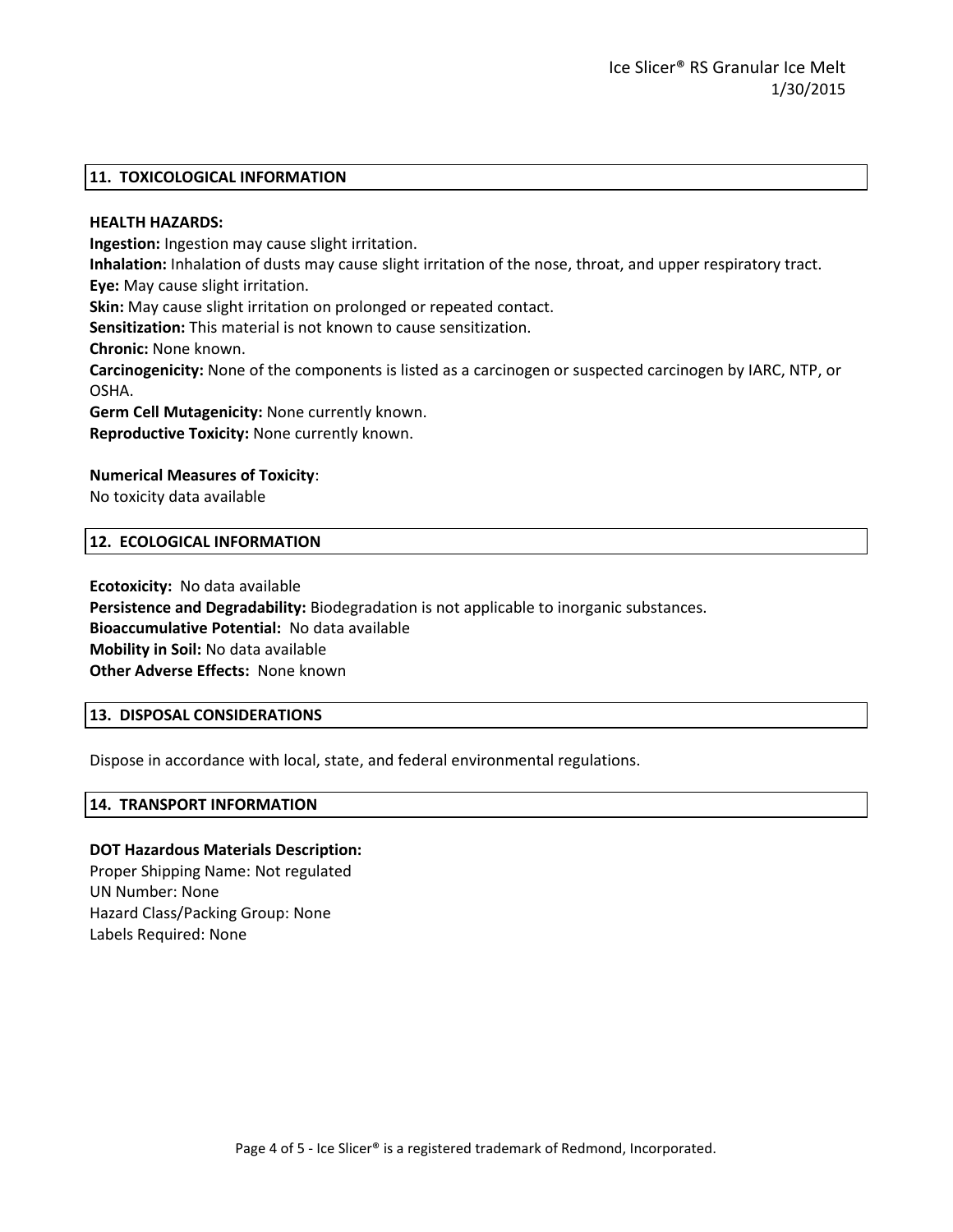## 11. TOXICOLOGICAL INFORMATION

**HEALTH HAZARDS:**

**Ingestion:** Ingestion may cause slight irritation.
**Inhalation:** Inhalation of dusts may cause slight irritation of the nose, throat, and upper respiratory tract.
**Eye:** May cause slight irritation.
**Skin:** May cause slight irritation on prolonged or repeated contact.
**Sensitization:** This material is not known to cause sensitization.
**Chronic:** None known.
**Carcinogenicity:** None of the components is listed as a carcinogen or suspected carcinogen by IARC, NTP, or OSHA.
**Germ Cell Mutagenicity:** None currently known.
**Reproductive Toxicity:** None currently known.

**Numerical Measures of Toxicity**:
No toxicity data available

## 12. ECOLOGICAL INFORMATION

**Ecotoxicity:** No data available
**Persistence and Degradability:** Biodegradation is not applicable to inorganic substances.
**Bioaccumulative Potential:** No data available
**Mobility in Soil:** No data available
**Other Adverse Effects:** None known

## 13. DISPOSAL CONSIDERATIONS

Dispose in accordance with local, state, and federal environmental regulations.

## 14. TRANSPORT INFORMATION

**DOT Hazardous Materials Description:**
Proper Shipping Name: Not regulated
UN Number: None
Hazard Class/Packing Group: None
Labels Required: None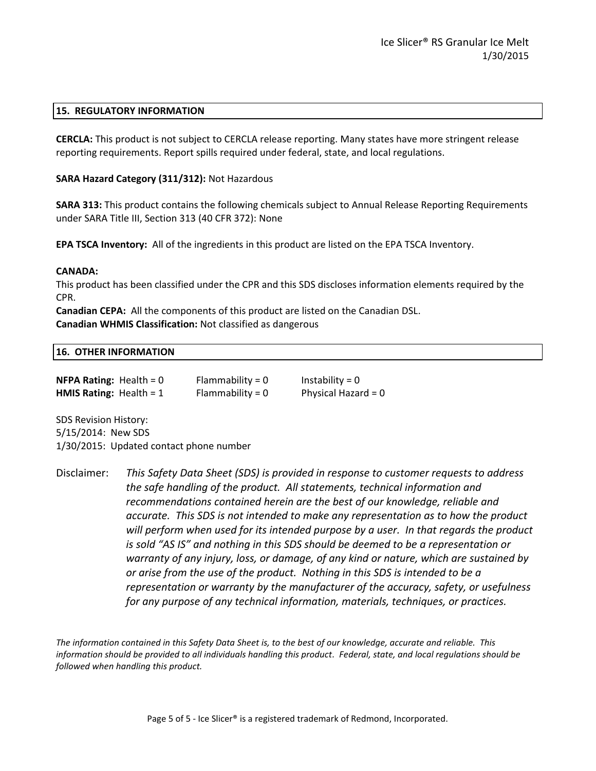## 15. REGULATORY INFORMATION

**CERCLA:** This product is not subject to CERCLA release reporting. Many states have more stringent release reporting requirements. Report spills required under federal, state, and local regulations.

**SARA Hazard Category (311/312):** Not Hazardous

**SARA 313:** This product contains the following chemicals subject to Annual Release Reporting Requirements under SARA Title III, Section 313 (40 CFR 372): None

**EPA TSCA Inventory:** All of the ingredients in this product are listed on the EPA TSCA Inventory.

**CANADA:**
This product has been classified under the CPR and this SDS discloses information elements required by the CPR.
**Canadian CEPA:** All the components of this product are listed on the Canadian DSL.
**Canadian WHMIS Classification:** Not classified as dangerous

## 16. OTHER INFORMATION

| | | |
|---|---|---|
| **NFPA Rating:** Health = 0 | Flammability = 0 | Instability = 0 |
| **HMIS Rating:** Health = 1 | Flammability = 0 | Physical Hazard = 0 |

SDS Revision History:
5/15/2014: New SDS
1/30/2015: Updated contact phone number

Disclaimer: *This Safety Data Sheet (SDS) is provided in response to customer requests to address the safe handling of the product. All statements, technical information and recommendations contained herein are the best of our knowledge, reliable and accurate. This SDS is not intended to make any representation as to how the product will perform when used for its intended purpose by a user. In that regards the product is sold "AS IS" and nothing in this SDS should be deemed to be a representation or warranty of any injury, loss, or damage, of any kind or nature, which are sustained by or arise from the use of the product. Nothing in this SDS is intended to be a representation or warranty by the manufacturer of the accuracy, safety, or usefulness for any purpose of any technical information, materials, techniques, or practices.*

*The information contained in this Safety Data Sheet is, to the best of our knowledge, accurate and reliable. This information should be provided to all individuals handling this product. Federal, state, and local regulations should be followed when handling this product.*

Ice Slicer® is a registered trademark of Redmond, Incorporated.